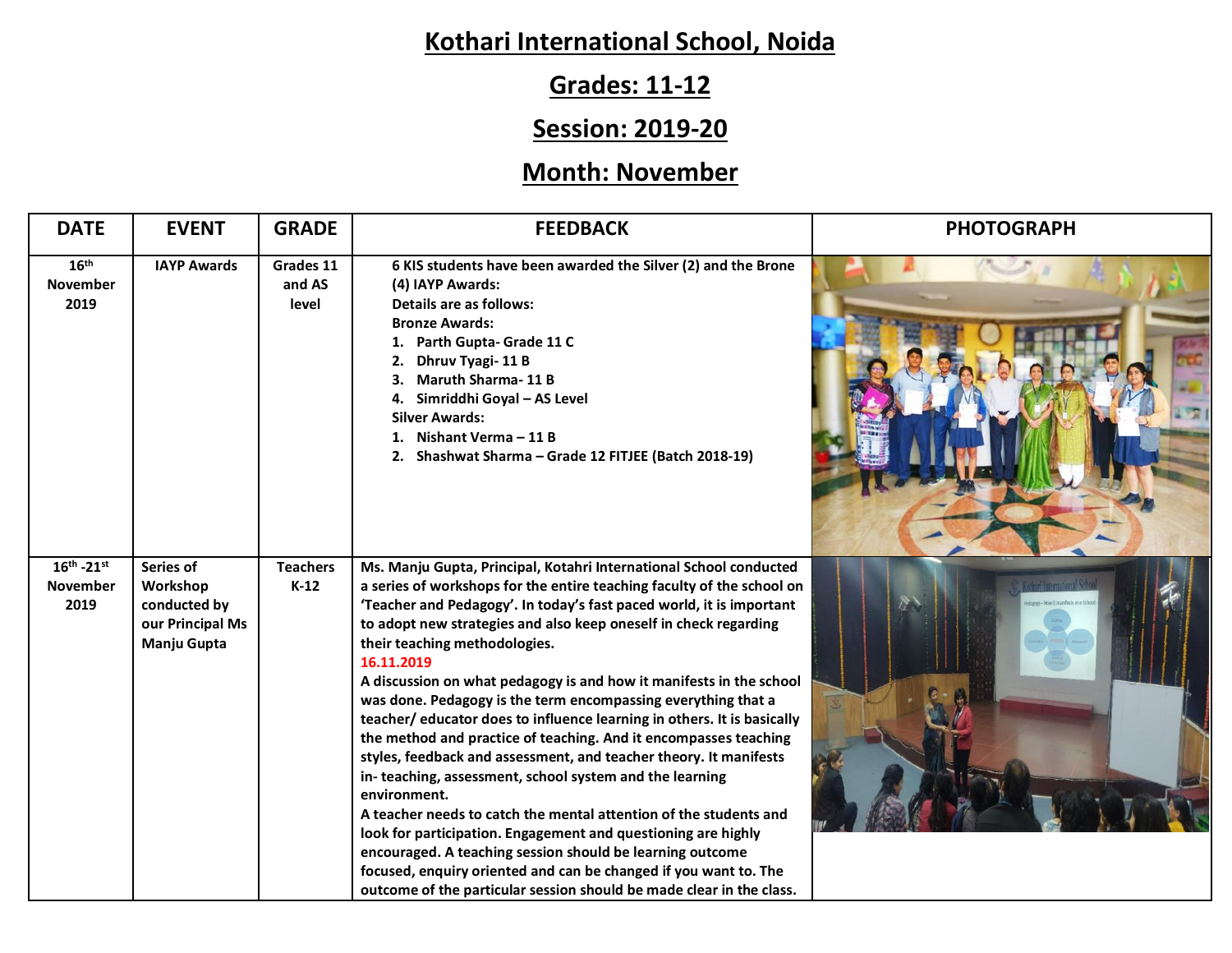# Kothari International School, Noida

## Grades: 11-12

## Session: 2019-20

## Month: November

| DATE | EVENT | GRADE | FEEDBACK | PHOTOGRAPH |
|---|---|---|---|---|
| 16th November 2019 | IAYP Awards | Grades 11 and AS level | 6 KIS students have been awarded the Silver (2) and the Brone (4) IAYP Awards:<br>Details are as follows:<br>Bronze Awards:<br>1. Parth Gupta- Grade 11 C<br>2. Dhruv Tyagi- 11 B<br>3. Maruth Sharma- 11 B<br>4. Simriddhi Goyal – AS Level<br>Silver Awards:<br>1. Nishant Verma – 11 B<br>2. Shashwat Sharma – Grade 12 FITJEE (Batch 2018-19) | |
| 16th -21st November 2019 | Series of Workshop conducted by our Principal Ms Manju Gupta | Teachers K-12 | Ms. Manju Gupta, Principal, Kotahri International School conducted a series of workshops for the entire teaching faculty of the school on 'Teacher and Pedagogy'. In today's fast paced world, it is important to adopt new strategies and also keep oneself in check regarding their teaching methodologies.<br>16.11.2019<br>A discussion on what pedagogy is and how it manifests in the school was done. Pedagogy is the term encompassing everything that a teacher/ educator does to influence learning in others. It is basically the method and practice of teaching. And it encompasses teaching styles, feedback and assessment, and teacher theory. It manifests in- teaching, assessment, school system and the learning environment.<br>A teacher needs to catch the mental attention of the students and look for participation. Engagement and questioning are highly encouraged. A teaching session should be learning outcome focused, enquiry oriented and can be changed if you want to. The outcome of the particular session should be made clear in the class. | |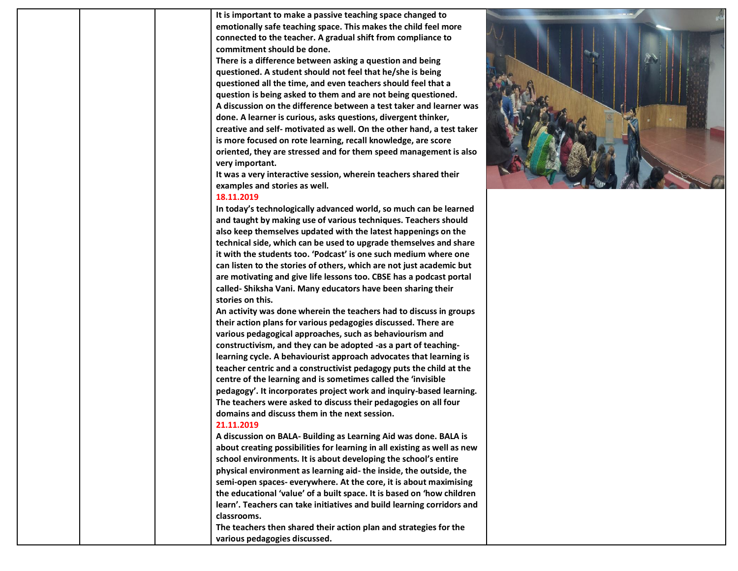| | | | | |
|---|---|---|---|---|
| | | | It is important to make a passive teaching space changed to emotionally safe teaching space. This makes the child feel more connected to the teacher. A gradual shift from compliance to commitment should be done.<br>There is a difference between asking a question and being questioned. A student should not feel that he/she is being questioned all the time, and even teachers should feel that a question is being asked to them and are not being questioned.<br>A discussion on the difference between a test taker and learner was done. A learner is curious, asks questions, divergent thinker, creative and self- motivated as well. On the other hand, a test taker is more focused on rote learning, recall knowledge, are score oriented, they are stressed and for them speed management is also very important.<br>It was a very interactive session, wherein teachers shared their examples and stories as well.<br>**18.11.2019**<br>In today's technologically advanced world, so much can be learned and taught by making use of various techniques. Teachers should also keep themselves updated with the latest happenings on the technical side, which can be used to upgrade themselves and share it with the students too. 'Podcast' is one such medium where one can listen to the stories of others, which are not just academic but are motivating and give life lessons too. CBSE has a podcast portal called- Shiksha Vani. Many educators have been sharing their stories on this.<br>An activity was done wherein the teachers had to discuss in groups their action plans for various pedagogies discussed. There are various pedagogical approaches, such as behaviourism and constructivism, and they can be adopted -as a part of teaching-learning cycle. A behaviourist approach advocates that learning is teacher centric and a constructivist pedagogy puts the child at the centre of the learning and is sometimes called the 'invisible pedagogy'. It incorporates project work and inquiry-based learning. The teachers were asked to discuss their pedagogies on all four domains and discuss them in the next session.<br>**21.11.2019**<br>A discussion on BALA- Building as Learning Aid was done. BALA is about creating possibilities for learning in all existing as well as new school environments. It is about developing the school's entire physical environment as learning aid- the inside, the outside, the semi-open spaces- everywhere. At the core, it is about maximising the educational 'value' of a built space. It is based on 'how children learn'. Teachers can take initiatives and build learning corridors and classrooms.<br>The teachers then shared their action plan and strategies for the various pedagogies discussed. | |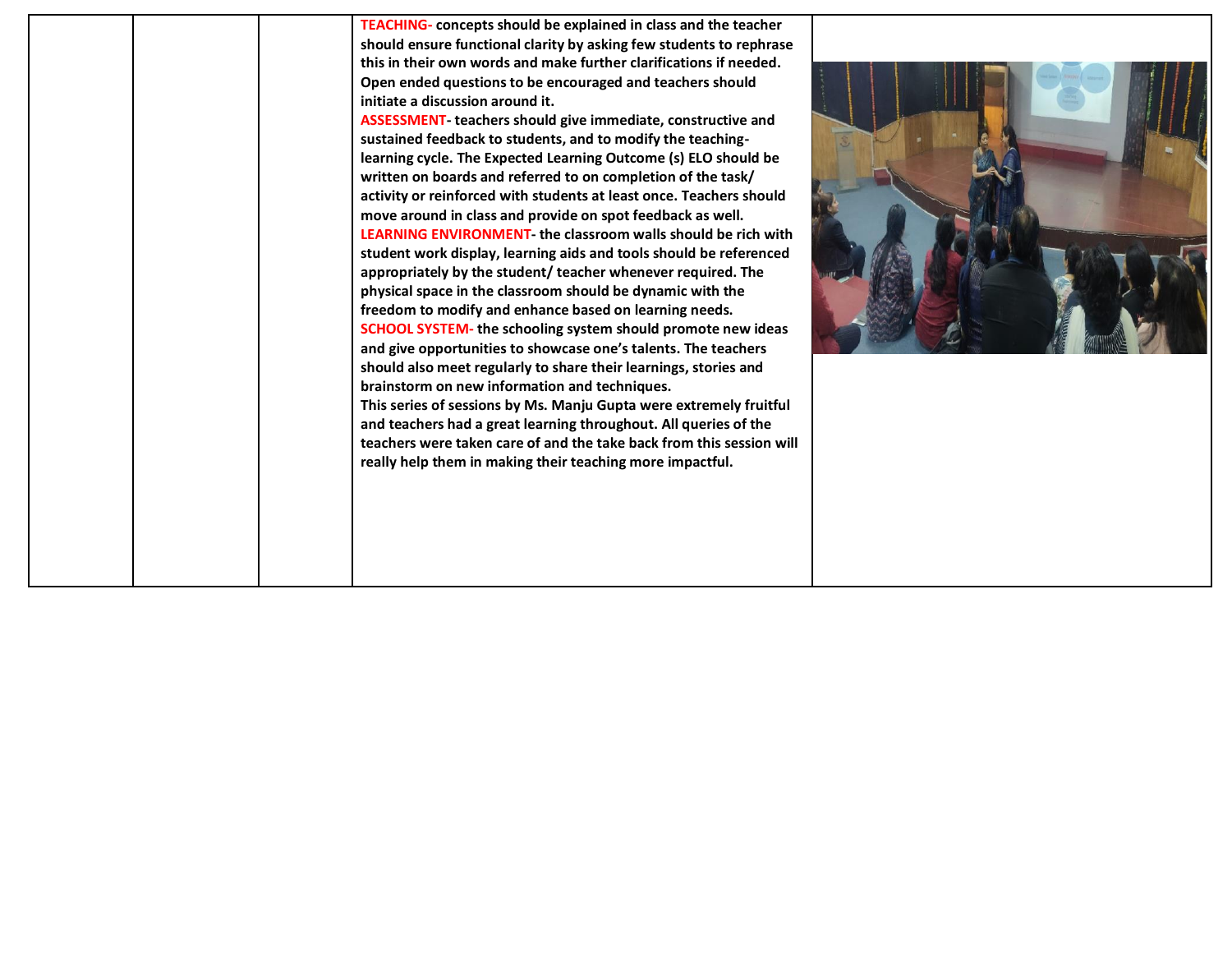| | | | | |
|---|---|---|---|---|
| | | | **TEACHING-** concepts should be explained in class and the teacher should ensure functional clarity by asking few students to rephrase this in their own words and make further clarifications if needed. Open ended questions to be encouraged and teachers should initiate a discussion around it. **ASSESSMENT-** teachers should give immediate, constructive and sustained feedback to students, and to modify the teaching-learning cycle. The Expected Learning Outcome (s) ELO should be written on boards and referred to on completion of the task/ activity or reinforced with students at least once. Teachers should move around in class and provide on spot feedback as well. **LEARNING ENVIRONMENT-** the classroom walls should be rich with student work display, learning aids and tools should be referenced appropriately by the student/ teacher whenever required. The physical space in the classroom should be dynamic with the freedom to modify and enhance based on learning needs. **SCHOOL SYSTEM-** the schooling system should promote new ideas and give opportunities to showcase one's talents. The teachers should also meet regularly to share their learnings, stories and brainstorm on new information and techniques. This series of sessions by Ms. Manju Gupta were extremely fruitful and teachers had a great learning throughout. All queries of the teachers were taken care of and the take back from this session will really help them in making their teaching more impactful. | |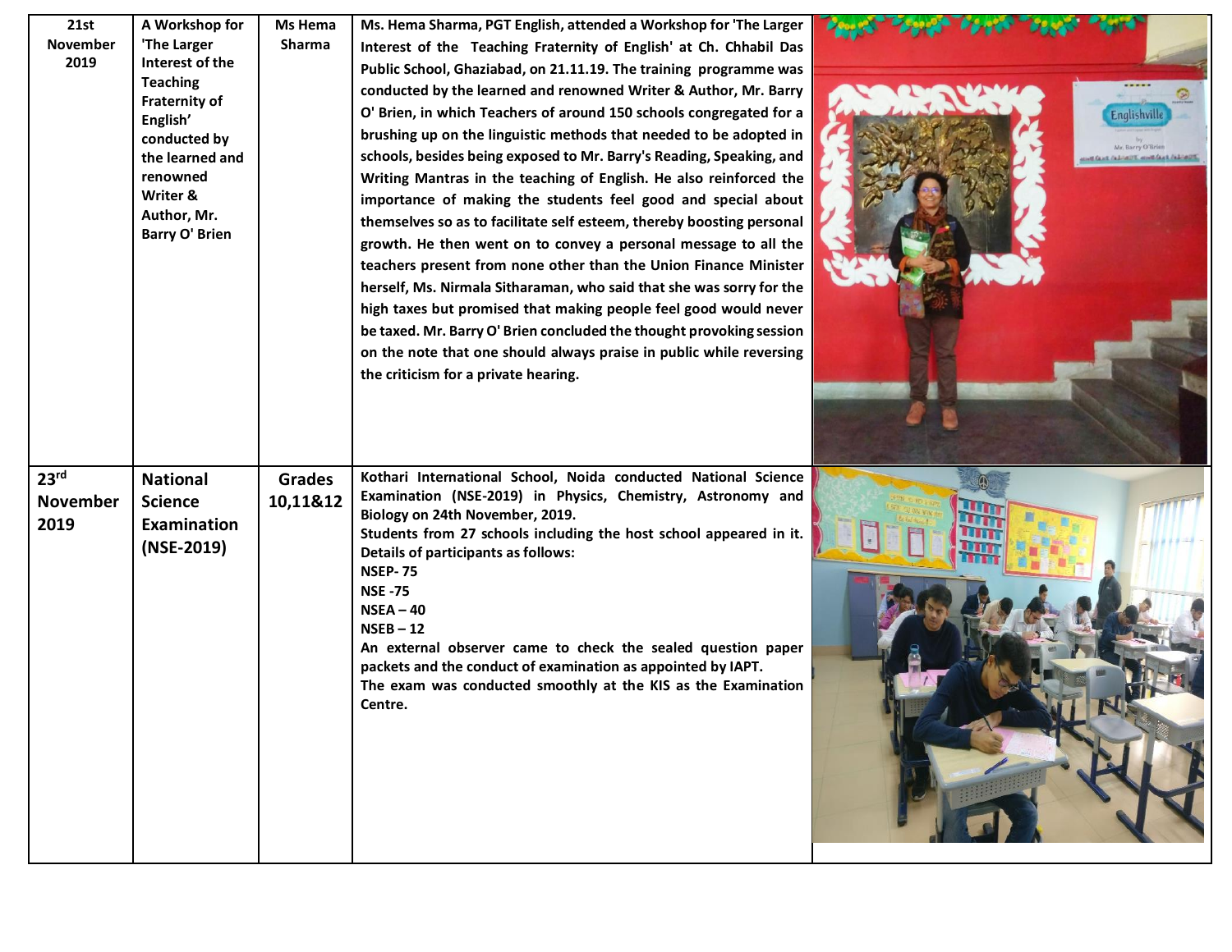| | | | | |
|---|---|---|---|---|
| 21st November 2019 | A Workshop for 'The Larger Interest of the Teaching Fraternity of English' conducted by the learned and renowned Writer & Author, Mr. Barry O' Brien | Ms Hema Sharma | Ms. Hema Sharma, PGT English, attended a Workshop for 'The Larger Interest of the Teaching Fraternity of English' at Ch. Chhabil Das Public School, Ghaziabad, on 21.11.19. The training programme was conducted by the learned and renowned Writer & Author, Mr. Barry O' Brien, in which Teachers of around 150 schools congregated for a brushing up on the linguistic methods that needed to be adopted in schools, besides being exposed to Mr. Barry's Reading, Speaking, and Writing Mantras in the teaching of English. He also reinforced the importance of making the students feel good and special about themselves so as to facilitate self esteem, thereby boosting personal growth. He then went on to convey a personal message to all the teachers present from none other than the Union Finance Minister herself, Ms. Nirmala Sitharaman, who said that she was sorry for the high taxes but promised that making people feel good would never be taxed. Mr. Barry O' Brien concluded the thought provoking session on the note that one should always praise in public while reversing the criticism for a private hearing. | |
| 23rd November 2019 | National Science Examination (NSE-2019) | Grades 10,11&12 | Kothari International School, Noida conducted National Science Examination (NSE-2019) in Physics, Chemistry, Astronomy and Biology on 24th November, 2019.<br>Students from 27 schools including the host school appeared in it. Details of participants as follows:<br>NSEP- 75<br>NSE -75<br>NSEA – 40<br>NSEB – 12<br>An external observer came to check the sealed question paper packets and the conduct of examination as appointed by IAPT.<br>The exam was conducted smoothly at the KIS as the Examination Centre. | |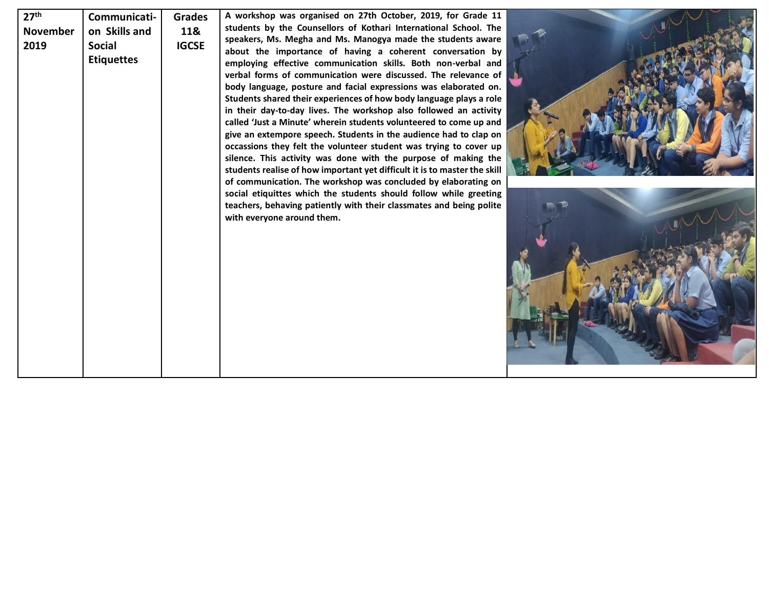| | | | | |
|---|---|---|---|---|
| 27th November 2019 | Communication Skills and Social Etiquettes | Grades 11& IGCSE | A workshop was organised on 27th October, 2019, for Grade 11 students by the Counsellors of Kothari International School. The speakers, Ms. Megha and Ms. Manogya made the students aware about the importance of having a coherent conversation by employing effective communication skills. Both non-verbal and verbal forms of communication were discussed. The relevance of body language, posture and facial expressions was elaborated on. Students shared their experiences of how body language plays a role in their day-to-day lives. The workshop also followed an activity called 'Just a Minute' wherein students volunteered to come up and give an extempore speech. Students in the audience had to clap on occassions they felt the volunteer student was trying to cover up silence. This activity was done with the purpose of making the students realise of how important yet difficult it is to master the skill of communication. The workshop was concluded by elaborating on social etiquittes which the students should follow while greeting teachers, behaving patiently with their classmates and being polite with everyone around them. | |